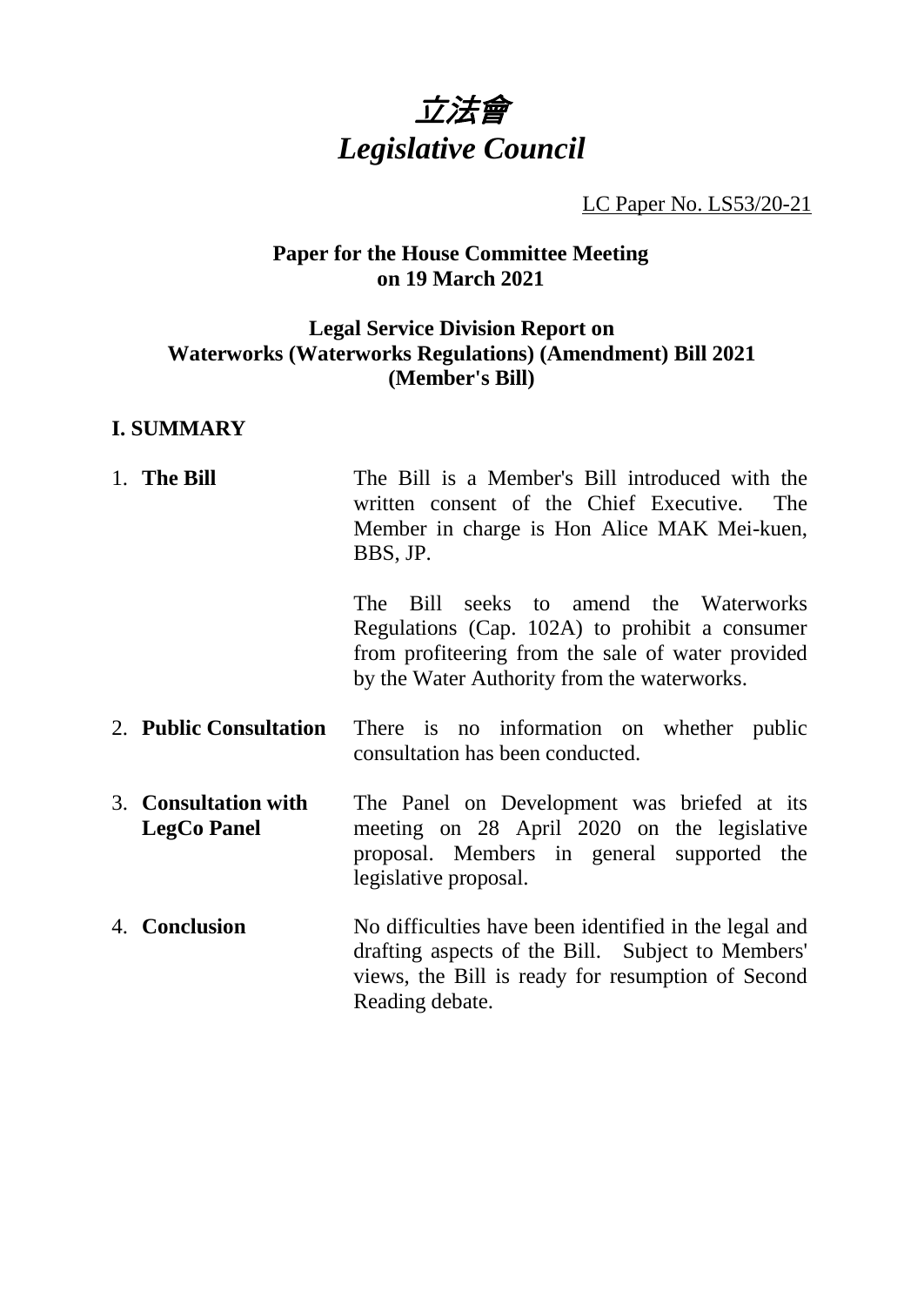# *立法會*
# *Legislative Council*

LC Paper No. LS53/20-21

**Paper for the House Committee Meeting on 19 March 2021**

**Legal Service Division Report on Waterworks (Waterworks Regulations) (Amendment) Bill 2021 (Member's Bill)**

## I. SUMMARY

| | |
|---|---|
| 1. **The Bill** | The Bill is a Member's Bill introduced with the written consent of the Chief Executive. The Member in charge is Hon Alice MAK Mei-kuen, BBS, JP.<br><br>The Bill seeks to amend the Waterworks Regulations (Cap. 102A) to prohibit a consumer from profiteering from the sale of water provided by the Water Authority from the waterworks. |
| 2. **Public Consultation** | There is no information on whether public consultation has been conducted. |
| 3. **Consultation with LegCo Panel** | The Panel on Development was briefed at its meeting on 28 April 2020 on the legislative proposal. Members in general supported the legislative proposal. |
| 4. **Conclusion** | No difficulties have been identified in the legal and drafting aspects of the Bill. Subject to Members' views, the Bill is ready for resumption of Second Reading debate. |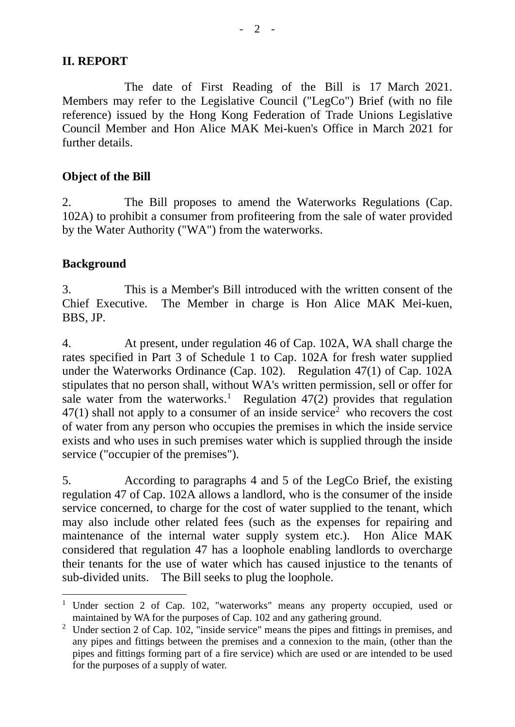## II. REPORT

The date of First Reading of the Bill is 17 March 2021. Members may refer to the Legislative Council ("LegCo") Brief (with no file reference) issued by the Hong Kong Federation of Trade Unions Legislative Council Member and Hon Alice MAK Mei-kuen's Office in March 2021 for further details.

### Object of the Bill

2. The Bill proposes to amend the Waterworks Regulations (Cap. 102A) to prohibit a consumer from profiteering from the sale of water provided by the Water Authority ("WA") from the waterworks.

### Background

3. This is a Member's Bill introduced with the written consent of the Chief Executive. The Member in charge is Hon Alice MAK Mei-kuen, BBS, JP.

4. At present, under regulation 46 of Cap. 102A, WA shall charge the rates specified in Part 3 of Schedule 1 to Cap. 102A for fresh water supplied under the Waterworks Ordinance (Cap. 102). Regulation 47(1) of Cap. 102A stipulates that no person shall, without WA's written permission, sell or offer for sale water from the waterworks.[1] Regulation 47(2) provides that regulation 47(1) shall not apply to a consumer of an inside service[2] who recovers the cost of water from any person who occupies the premises in which the inside service exists and who uses in such premises water which is supplied through the inside service ("occupier of the premises").

5. According to paragraphs 4 and 5 of the LegCo Brief, the existing regulation 47 of Cap. 102A allows a landlord, who is the consumer of the inside service concerned, to charge for the cost of water supplied to the tenant, which may also include other related fees (such as the expenses for repairing and maintenance of the internal water supply system etc.). Hon Alice MAK considered that regulation 47 has a loophole enabling landlords to overcharge their tenants for the use of water which has caused injustice to the tenants of sub-divided units. The Bill seeks to plug the loophole.

---

[1] Under section 2 of Cap. 102, "waterworks" means any property occupied, used or maintained by WA for the purposes of Cap. 102 and any gathering ground.

[2] Under section 2 of Cap. 102, "inside service" means the pipes and fittings in premises, and any pipes and fittings between the premises and a connexion to the main, (other than the pipes and fittings forming part of a fire service) which are used or are intended to be used for the purposes of a supply of water.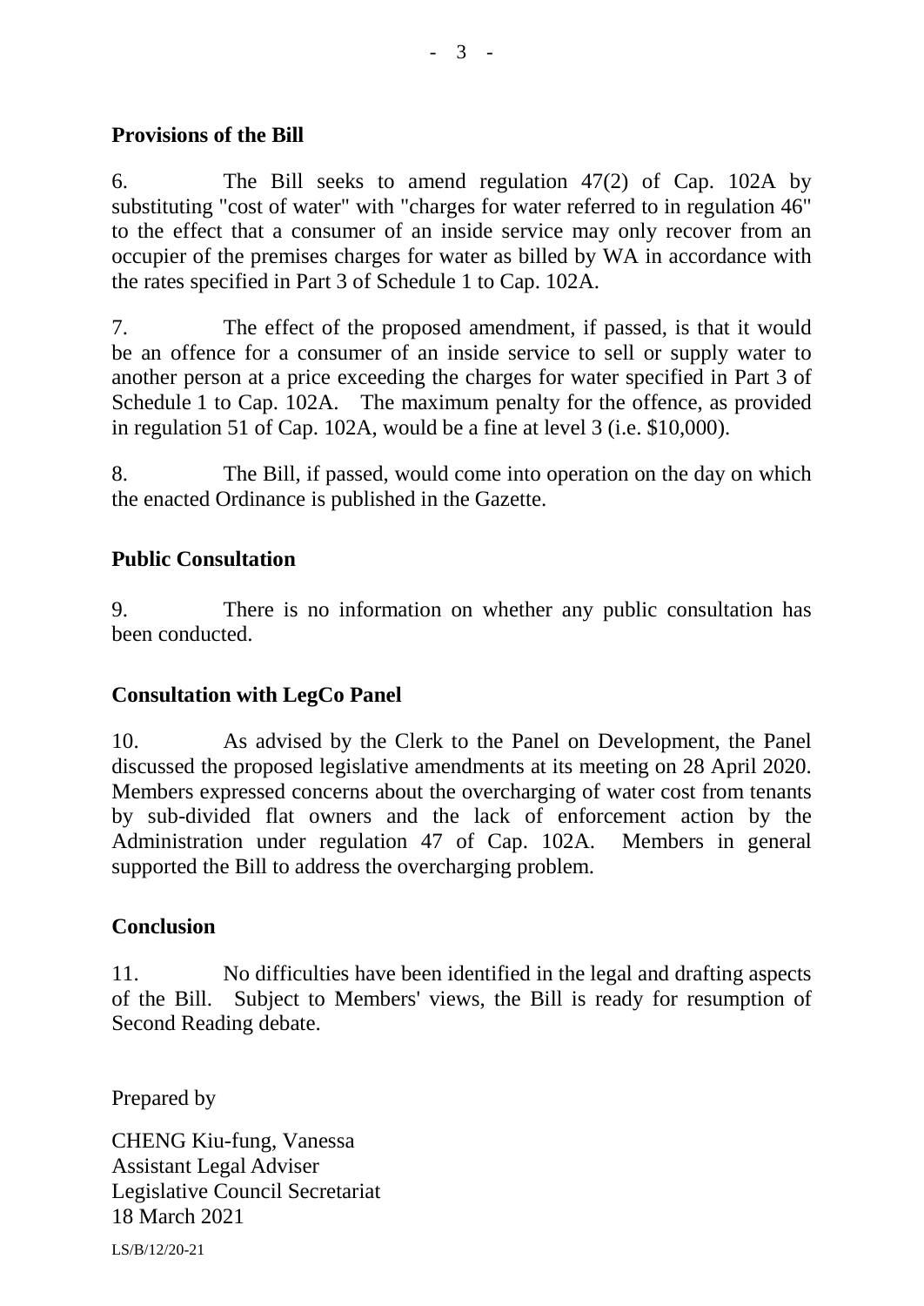**Provisions of the Bill**

6. The Bill seeks to amend regulation 47(2) of Cap. 102A by substituting "cost of water" with "charges for water referred to in regulation 46" to the effect that a consumer of an inside service may only recover from an occupier of the premises charges for water as billed by WA in accordance with the rates specified in Part 3 of Schedule 1 to Cap. 102A.

7. The effect of the proposed amendment, if passed, is that it would be an offence for a consumer of an inside service to sell or supply water to another person at a price exceeding the charges for water specified in Part 3 of Schedule 1 to Cap. 102A. The maximum penalty for the offence, as provided in regulation 51 of Cap. 102A, would be a fine at level 3 (i.e. $10,000).

8. The Bill, if passed, would come into operation on the day on which the enacted Ordinance is published in the Gazette.

**Public Consultation**

9. There is no information on whether any public consultation has been conducted.

**Consultation with LegCo Panel**

10. As advised by the Clerk to the Panel on Development, the Panel discussed the proposed legislative amendments at its meeting on 28 April 2020. Members expressed concerns about the overcharging of water cost from tenants by sub-divided flat owners and the lack of enforcement action by the Administration under regulation 47 of Cap. 102A. Members in general supported the Bill to address the overcharging problem.

**Conclusion**

11. No difficulties have been identified in the legal and drafting aspects of the Bill. Subject to Members' views, the Bill is ready for resumption of Second Reading debate.

Prepared by

CHENG Kiu-fung, Vanessa
Assistant Legal Adviser
Legislative Council Secretariat
18 March 2021

LS/B/12/20-21